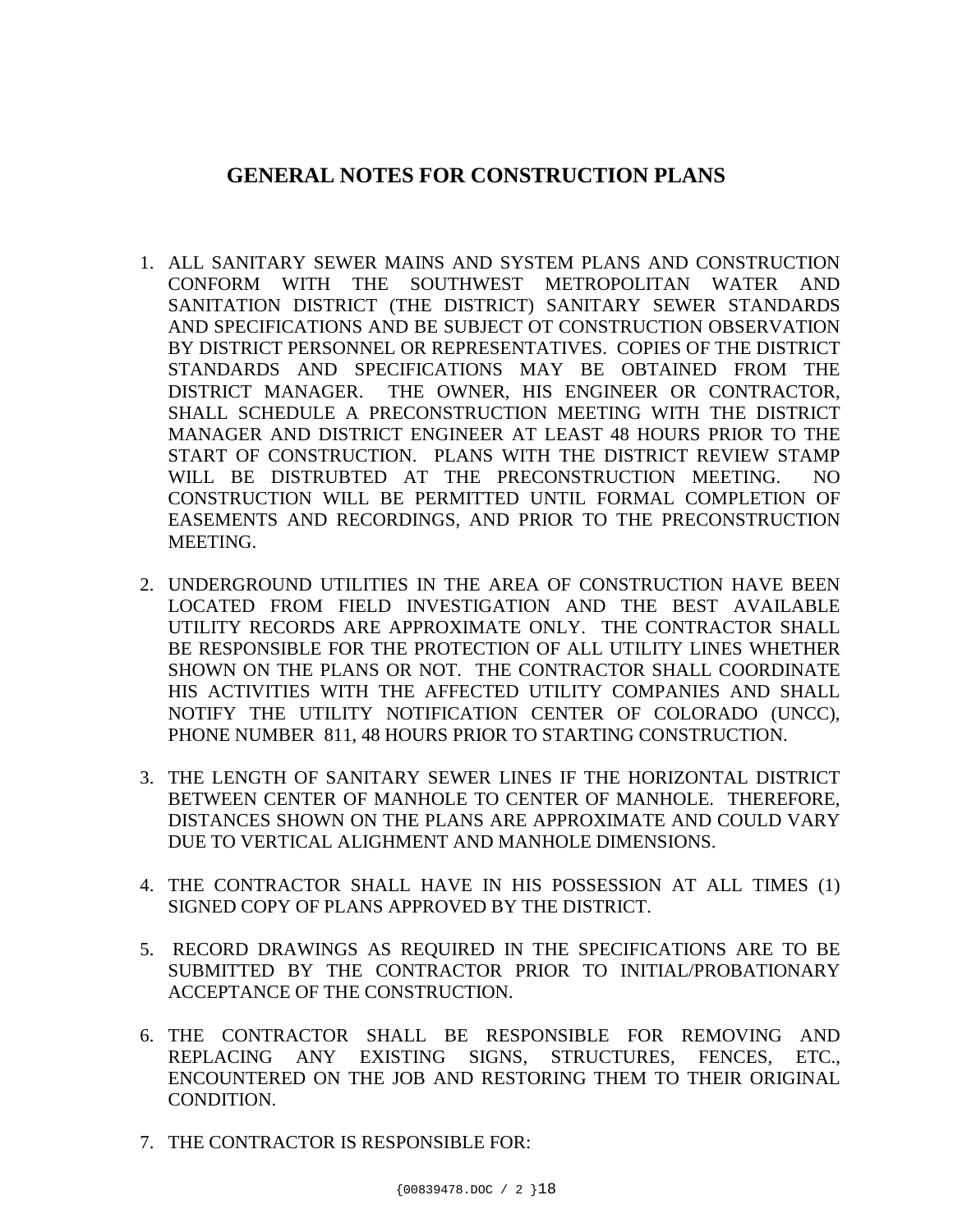# GENERAL NOTES FOR CONSTRUCTION PLANS

1. ALL SANITARY SEWER MAINS AND SYSTEM PLANS AND CONSTRUCTION CONFORM WITH THE SOUTHWEST METROPOLITAN WATER AND SANITATION DISTRICT (THE DISTRICT) SANITARY SEWER STANDARDS AND SPECIFICATIONS AND BE SUBJECT OT CONSTRUCTION OBSERVATION BY DISTRICT PERSONNEL OR REPRESENTATIVES. COPIES OF THE DISTRICT STANDARDS AND SPECIFICATIONS MAY BE OBTAINED FROM THE DISTRICT MANAGER. THE OWNER, HIS ENGINEER OR CONTRACTOR, SHALL SCHEDULE A PRECONSTRUCTION MEETING WITH THE DISTRICT MANAGER AND DISTRICT ENGINEER AT LEAST 48 HOURS PRIOR TO THE START OF CONSTRUCTION. PLANS WITH THE DISTRICT REVIEW STAMP WILL BE DISTRUBTED AT THE PRECONSTRUCTION MEETING. NO CONSTRUCTION WILL BE PERMITTED UNTIL FORMAL COMPLETION OF EASEMENTS AND RECORDINGS, AND PRIOR TO THE PRECONSTRUCTION MEETING.

2. UNDERGROUND UTILITIES IN THE AREA OF CONSTRUCTION HAVE BEEN LOCATED FROM FIELD INVESTIGATION AND THE BEST AVAILABLE UTILITY RECORDS ARE APPROXIMATE ONLY. THE CONTRACTOR SHALL BE RESPONSIBLE FOR THE PROTECTION OF ALL UTILITY LINES WHETHER SHOWN ON THE PLANS OR NOT. THE CONTRACTOR SHALL COORDINATE HIS ACTIVITIES WITH THE AFFECTED UTILITY COMPANIES AND SHALL NOTIFY THE UTILITY NOTIFICATION CENTER OF COLORADO (UNCC), PHONE NUMBER 811, 48 HOURS PRIOR TO STARTING CONSTRUCTION.

3. THE LENGTH OF SANITARY SEWER LINES IF THE HORIZONTAL DISTRICT BETWEEN CENTER OF MANHOLE TO CENTER OF MANHOLE. THEREFORE, DISTANCES SHOWN ON THE PLANS ARE APPROXIMATE AND COULD VARY DUE TO VERTICAL ALIGHMENT AND MANHOLE DIMENSIONS.

4. THE CONTRACTOR SHALL HAVE IN HIS POSSESSION AT ALL TIMES (1) SIGNED COPY OF PLANS APPROVED BY THE DISTRICT.

5. RECORD DRAWINGS AS REQUIRED IN THE SPECIFICATIONS ARE TO BE SUBMITTED BY THE CONTRACTOR PRIOR TO INITIAL/PROBATIONARY ACCEPTANCE OF THE CONSTRUCTION.

6. THE CONTRACTOR SHALL BE RESPONSIBLE FOR REMOVING AND REPLACING ANY EXISTING SIGNS, STRUCTURES, FENCES, ETC., ENCOUNTERED ON THE JOB AND RESTORING THEM TO THEIR ORIGINAL CONDITION.

7. THE CONTRACTOR IS RESPONSIBLE FOR: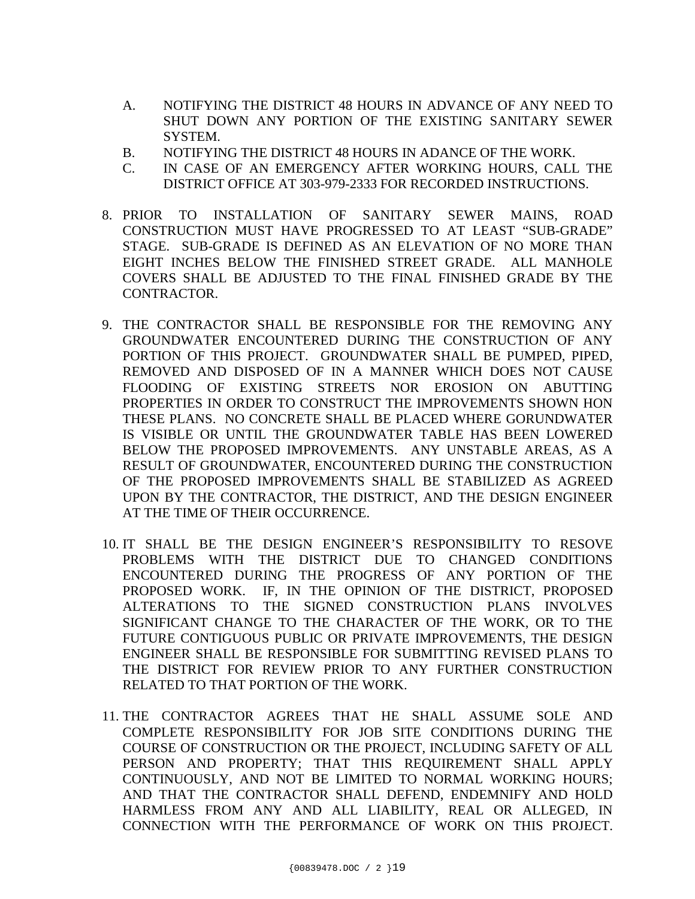A. NOTIFYING THE DISTRICT 48 HOURS IN ADVANCE OF ANY NEED TO SHUT DOWN ANY PORTION OF THE EXISTING SANITARY SEWER SYSTEM.

B. NOTIFYING THE DISTRICT 48 HOURS IN ADANCE OF THE WORK.

C. IN CASE OF AN EMERGENCY AFTER WORKING HOURS, CALL THE DISTRICT OFFICE AT 303-979-2333 FOR RECORDED INSTRUCTIONS.

8. PRIOR TO INSTALLATION OF SANITARY SEWER MAINS, ROAD CONSTRUCTION MUST HAVE PROGRESSED TO AT LEAST "SUB-GRADE" STAGE. SUB-GRADE IS DEFINED AS AN ELEVATION OF NO MORE THAN EIGHT INCHES BELOW THE FINISHED STREET GRADE. ALL MANHOLE COVERS SHALL BE ADJUSTED TO THE FINAL FINISHED GRADE BY THE CONTRACTOR.

9. THE CONTRACTOR SHALL BE RESPONSIBLE FOR THE REMOVING ANY GROUNDWATER ENCOUNTERED DURING THE CONSTRUCTION OF ANY PORTION OF THIS PROJECT. GROUNDWATER SHALL BE PUMPED, PIPED, REMOVED AND DISPOSED OF IN A MANNER WHICH DOES NOT CAUSE FLOODING OF EXISTING STREETS NOR EROSION ON ABUTTING PROPERTIES IN ORDER TO CONSTRUCT THE IMPROVEMENTS SHOWN HON THESE PLANS. NO CONCRETE SHALL BE PLACED WHERE GORUNDWATER IS VISIBLE OR UNTIL THE GROUNDWATER TABLE HAS BEEN LOWERED BELOW THE PROPOSED IMPROVEMENTS. ANY UNSTABLE AREAS, AS A RESULT OF GROUNDWATER, ENCOUNTERED DURING THE CONSTRUCTION OF THE PROPOSED IMPROVEMENTS SHALL BE STABILIZED AS AGREED UPON BY THE CONTRACTOR, THE DISTRICT, AND THE DESIGN ENGINEER AT THE TIME OF THEIR OCCURRENCE.

10. IT SHALL BE THE DESIGN ENGINEER'S RESPONSIBILITY TO RESOVE PROBLEMS WITH THE DISTRICT DUE TO CHANGED CONDITIONS ENCOUNTERED DURING THE PROGRESS OF ANY PORTION OF THE PROPOSED WORK. IF, IN THE OPINION OF THE DISTRICT, PROPOSED ALTERATIONS TO THE SIGNED CONSTRUCTION PLANS INVOLVES SIGNIFICANT CHANGE TO THE CHARACTER OF THE WORK, OR TO THE FUTURE CONTIGUOUS PUBLIC OR PRIVATE IMPROVEMENTS, THE DESIGN ENGINEER SHALL BE RESPONSIBLE FOR SUBMITTING REVISED PLANS TO THE DISTRICT FOR REVIEW PRIOR TO ANY FURTHER CONSTRUCTION RELATED TO THAT PORTION OF THE WORK.

11. THE CONTRACTOR AGREES THAT HE SHALL ASSUME SOLE AND COMPLETE RESPONSIBILITY FOR JOB SITE CONDITIONS DURING THE COURSE OF CONSTRUCTION OR THE PROJECT, INCLUDING SAFETY OF ALL PERSON AND PROPERTY; THAT THIS REQUIREMENT SHALL APPLY CONTINUOUSLY, AND NOT BE LIMITED TO NORMAL WORKING HOURS; AND THAT THE CONTRACTOR SHALL DEFEND, ENDEMNIFY AND HOLD HARMLESS FROM ANY AND ALL LIABILITY, REAL OR ALLEGED, IN CONNECTION WITH THE PERFORMANCE OF WORK ON THIS PROJECT.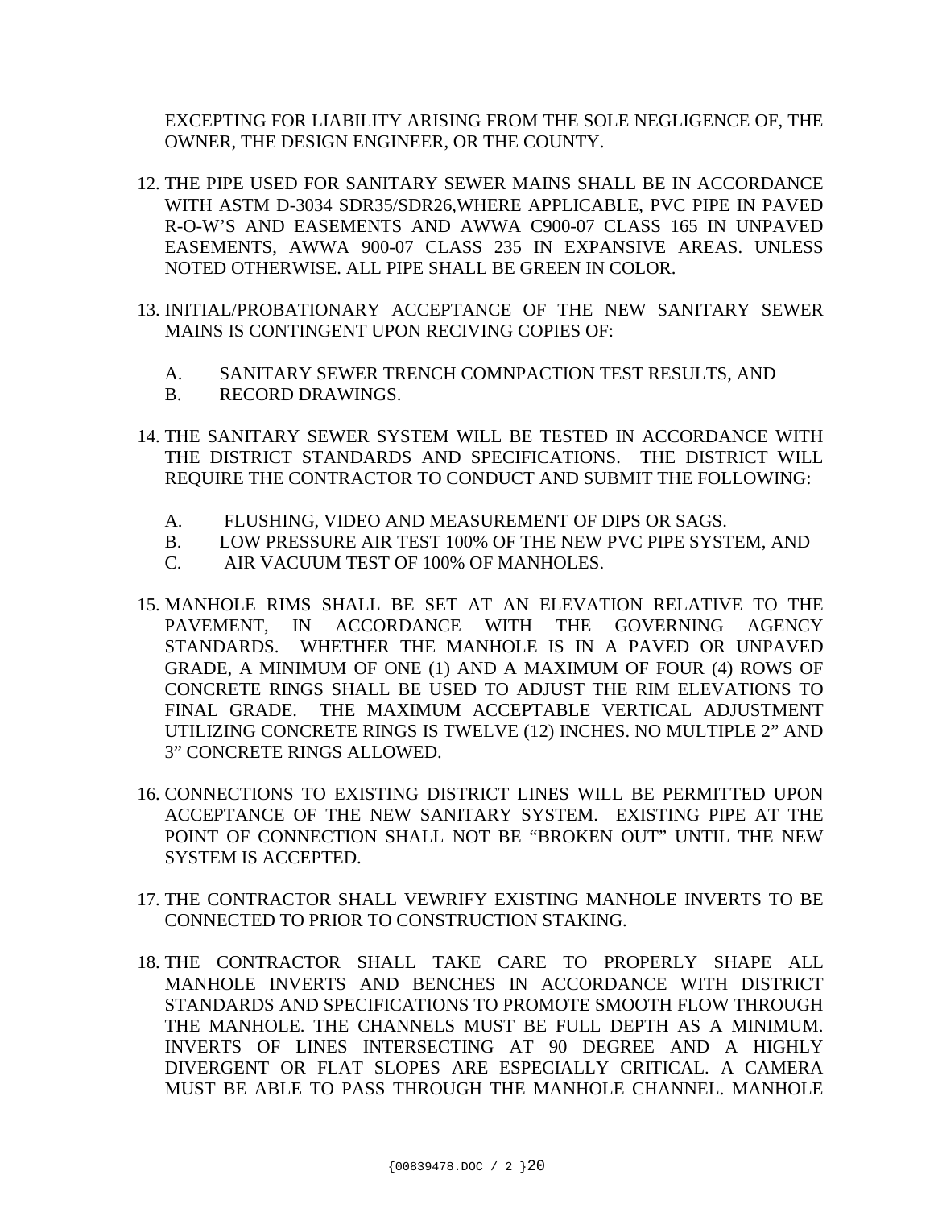EXCEPTING FOR LIABILITY ARISING FROM THE SOLE NEGLIGENCE OF, THE OWNER, THE DESIGN ENGINEER, OR THE COUNTY.

12. THE PIPE USED FOR SANITARY SEWER MAINS SHALL BE IN ACCORDANCE WITH ASTM D-3034 SDR35/SDR26,WHERE APPLICABLE, PVC PIPE IN PAVED R-O-W'S AND EASEMENTS AND AWWA C900-07 CLASS 165 IN UNPAVED EASEMENTS, AWWA 900-07 CLASS 235 IN EXPANSIVE AREAS. UNLESS NOTED OTHERWISE. ALL PIPE SHALL BE GREEN IN COLOR.

13. INITIAL/PROBATIONARY ACCEPTANCE OF THE NEW SANITARY SEWER MAINS IS CONTINGENT UPON RECIVING COPIES OF:

    A. SANITARY SEWER TRENCH COMNPACTION TEST RESULTS, AND
    B. RECORD DRAWINGS.

14. THE SANITARY SEWER SYSTEM WILL BE TESTED IN ACCORDANCE WITH THE DISTRICT STANDARDS AND SPECIFICATIONS. THE DISTRICT WILL REQUIRE THE CONTRACTOR TO CONDUCT AND SUBMIT THE FOLLOWING:

    A. FLUSHING, VIDEO AND MEASUREMENT OF DIPS OR SAGS.
    B. LOW PRESSURE AIR TEST 100% OF THE NEW PVC PIPE SYSTEM, AND
    C. AIR VACUUM TEST OF 100% OF MANHOLES.

15. MANHOLE RIMS SHALL BE SET AT AN ELEVATION RELATIVE TO THE PAVEMENT, IN ACCORDANCE WITH THE GOVERNING AGENCY STANDARDS. WHETHER THE MANHOLE IS IN A PAVED OR UNPAVED GRADE, A MINIMUM OF ONE (1) AND A MAXIMUM OF FOUR (4) ROWS OF CONCRETE RINGS SHALL BE USED TO ADJUST THE RIM ELEVATIONS TO FINAL GRADE. THE MAXIMUM ACCEPTABLE VERTICAL ADJUSTMENT UTILIZING CONCRETE RINGS IS TWELVE (12) INCHES. NO MULTIPLE 2" AND 3" CONCRETE RINGS ALLOWED.

16. CONNECTIONS TO EXISTING DISTRICT LINES WILL BE PERMITTED UPON ACCEPTANCE OF THE NEW SANITARY SYSTEM. EXISTING PIPE AT THE POINT OF CONNECTION SHALL NOT BE "BROKEN OUT" UNTIL THE NEW SYSTEM IS ACCEPTED.

17. THE CONTRACTOR SHALL VEWRIFY EXISTING MANHOLE INVERTS TO BE CONNECTED TO PRIOR TO CONSTRUCTION STAKING.

18. THE CONTRACTOR SHALL TAKE CARE TO PROPERLY SHAPE ALL MANHOLE INVERTS AND BENCHES IN ACCORDANCE WITH DISTRICT STANDARDS AND SPECIFICATIONS TO PROMOTE SMOOTH FLOW THROUGH THE MANHOLE. THE CHANNELS MUST BE FULL DEPTH AS A MINIMUM. INVERTS OF LINES INTERSECTING AT 90 DEGREE AND A HIGHLY DIVERGENT OR FLAT SLOPES ARE ESPECIALLY CRITICAL. A CAMERA MUST BE ABLE TO PASS THROUGH THE MANHOLE CHANNEL. MANHOLE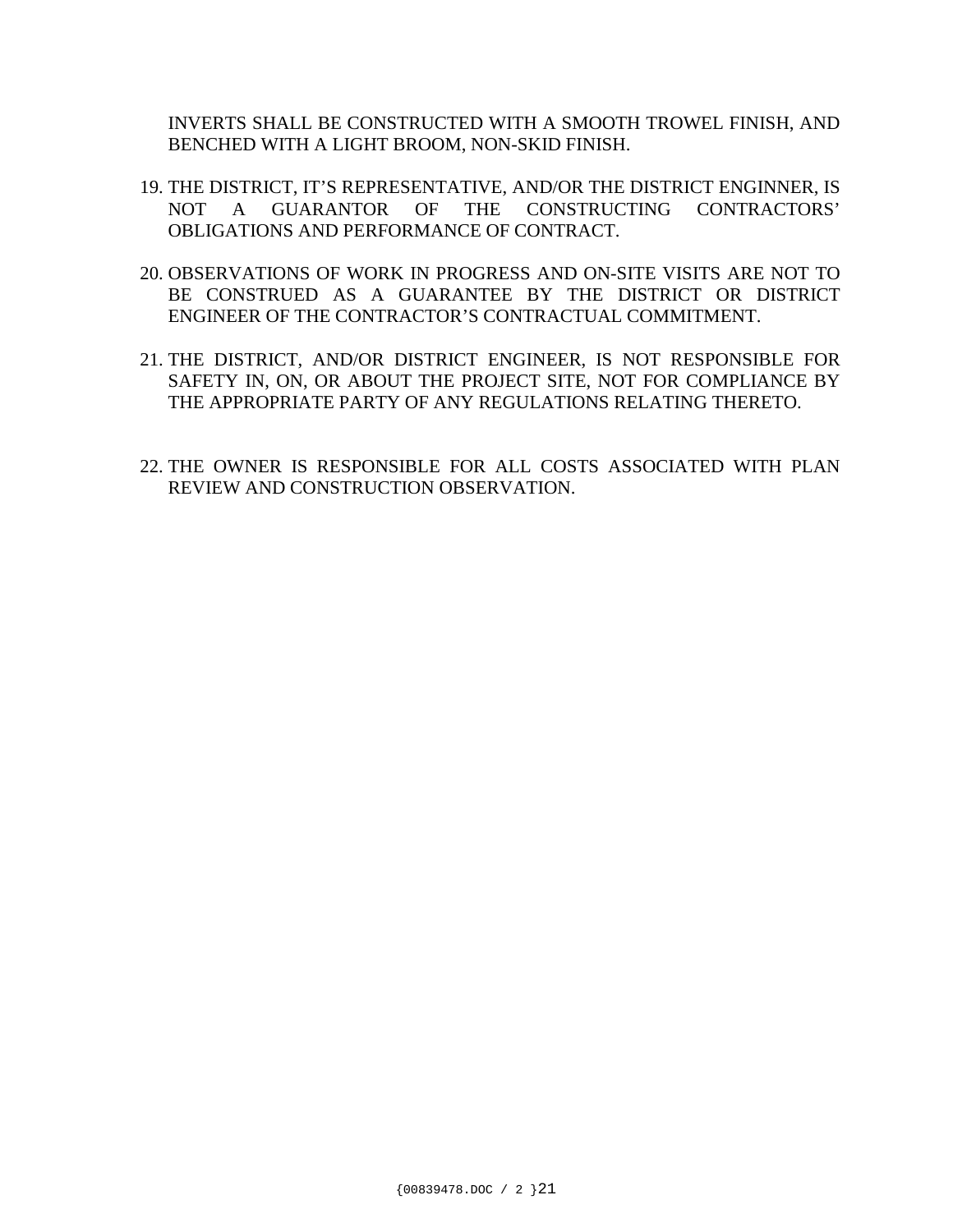INVERTS SHALL BE CONSTRUCTED WITH A SMOOTH TROWEL FINISH, AND BENCHED WITH A LIGHT BROOM, NON-SKID FINISH.

19. THE DISTRICT, IT'S REPRESENTATIVE, AND/OR THE DISTRICT ENGINNER, IS NOT A GUARANTOR OF THE CONSTRUCTING CONTRACTORS' OBLIGATIONS AND PERFORMANCE OF CONTRACT.

20. OBSERVATIONS OF WORK IN PROGRESS AND ON-SITE VISITS ARE NOT TO BE CONSTRUED AS A GUARANTEE BY THE DISTRICT OR DISTRICT ENGINEER OF THE CONTRACTOR'S CONTRACTUAL COMMITMENT.

21. THE DISTRICT, AND/OR DISTRICT ENGINEER, IS NOT RESPONSIBLE FOR SAFETY IN, ON, OR ABOUT THE PROJECT SITE, NOT FOR COMPLIANCE BY THE APPROPRIATE PARTY OF ANY REGULATIONS RELATING THERETO.

22. THE OWNER IS RESPONSIBLE FOR ALL COSTS ASSOCIATED WITH PLAN REVIEW AND CONSTRUCTION OBSERVATION.